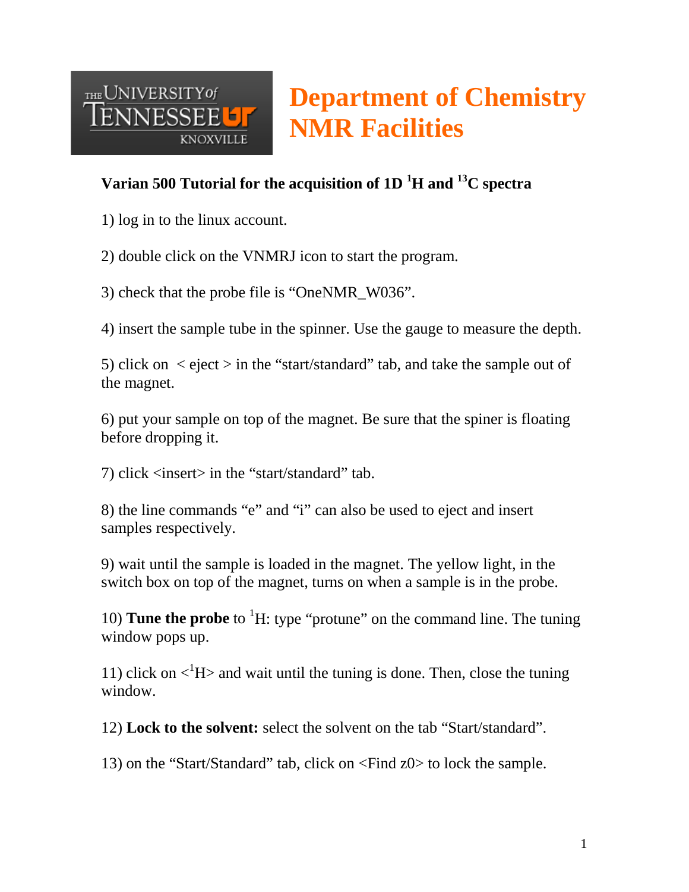THE UNIVERSITY of TENNESSEE KNOXVILLE

# Department of Chemistry NMR Facilities

## Varian 500 Tutorial for the acquisition of 1D $^{1}$H and $^{13}$C spectra

1) log in to the linux account.

2) double click on the VNMRJ icon to start the program.

3) check that the probe file is "OneNMR_W036".

4) insert the sample tube in the spinner. Use the gauge to measure the depth.

5) click on < eject > in the "start/standard" tab, and take the sample out of the magnet.

6) put your sample on top of the magnet. Be sure that the spiner is floating before dropping it.

7) click <insert> in the "start/standard" tab.

8) the line commands "e" and "i" can also be used to eject and insert samples respectively.

9) wait until the sample is loaded in the magnet. The yellow light, in the switch box on top of the magnet, turns on when a sample is in the probe.

10) **Tune the probe** to $^{1}$H: type "protune" on the command line. The tuning window pops up.

11) click on <$^{1}$H> and wait until the tuning is done. Then, close the tuning window.

12) **Lock to the solvent:** select the solvent on the tab "Start/standard".

13) on the "Start/Standard" tab, click on <Find z0> to lock the sample.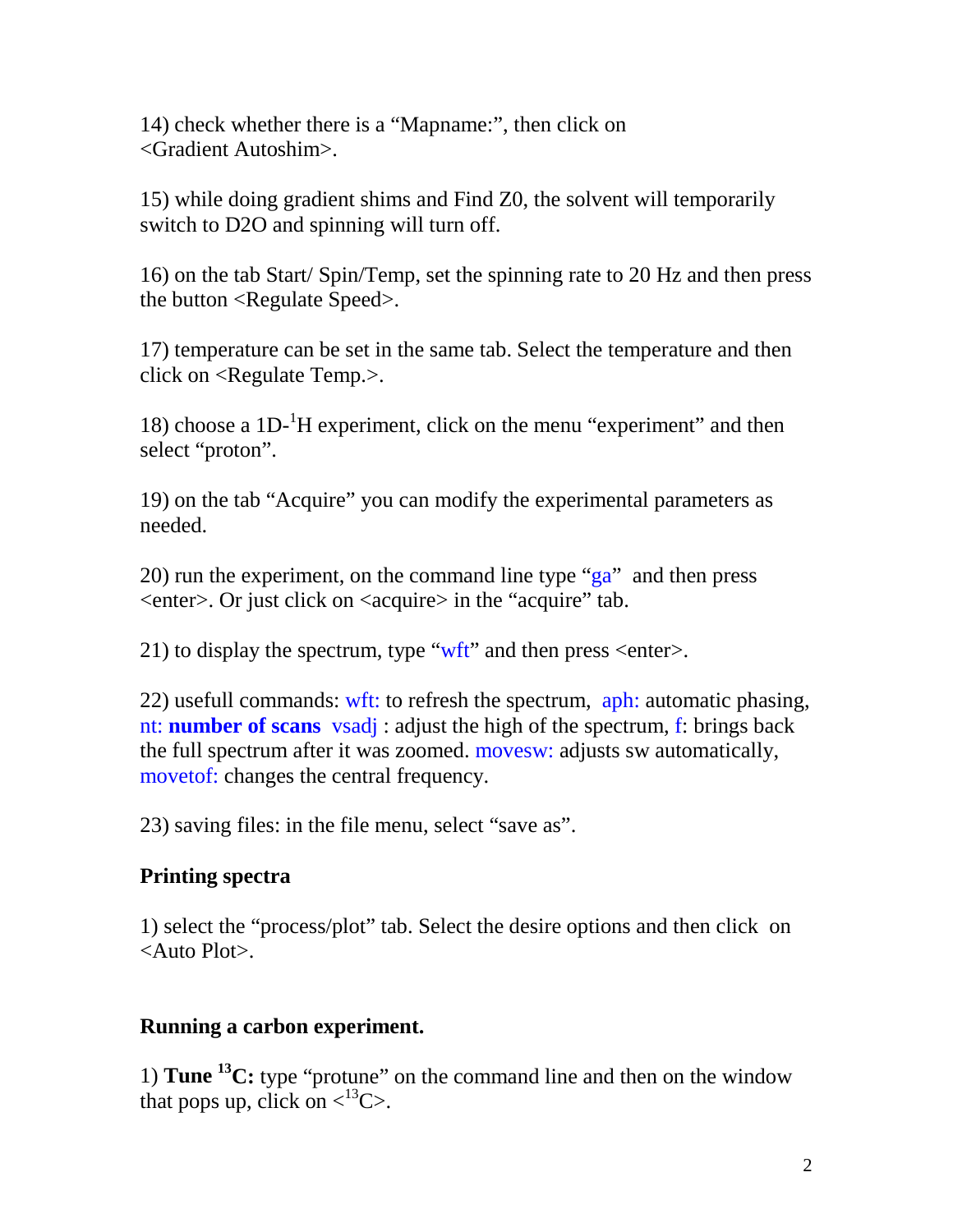14) check whether there is a "Mapname:", then click on <Gradient Autoshim>.

15) while doing gradient shims and Find Z0, the solvent will temporarily switch to D2O and spinning will turn off.

16) on the tab Start/ Spin/Temp, set the spinning rate to 20 Hz and then press the button <Regulate Speed>.

17) temperature can be set in the same tab. Select the temperature and then click on <Regulate Temp.>.

18) choose a 1D-$^{1}$H experiment, click on the menu "experiment" and then select "proton".

19) on the tab "Acquire" you can modify the experimental parameters as needed.

20) run the experiment, on the command line type "ga" and then press <enter>. Or just click on <acquire> in the "acquire" tab.

21) to display the spectrum, type "wft" and then press <enter>.

22) usefull commands: wft: to refresh the spectrum, aph: automatic phasing, nt: **number of scans** vsadj : adjust the high of the spectrum, f: brings back the full spectrum after it was zoomed. movesw: adjusts sw automatically, movetof: changes the central frequency.

23) saving files: in the file menu, select "save as".

**Printing spectra**

1) select the "process/plot" tab. Select the desire options and then click on <Auto Plot>.

**Running a carbon experiment.**

1) **Tune $^{13}$C:** type "protune" on the command line and then on the window that pops up, click on <$^{13}$C>.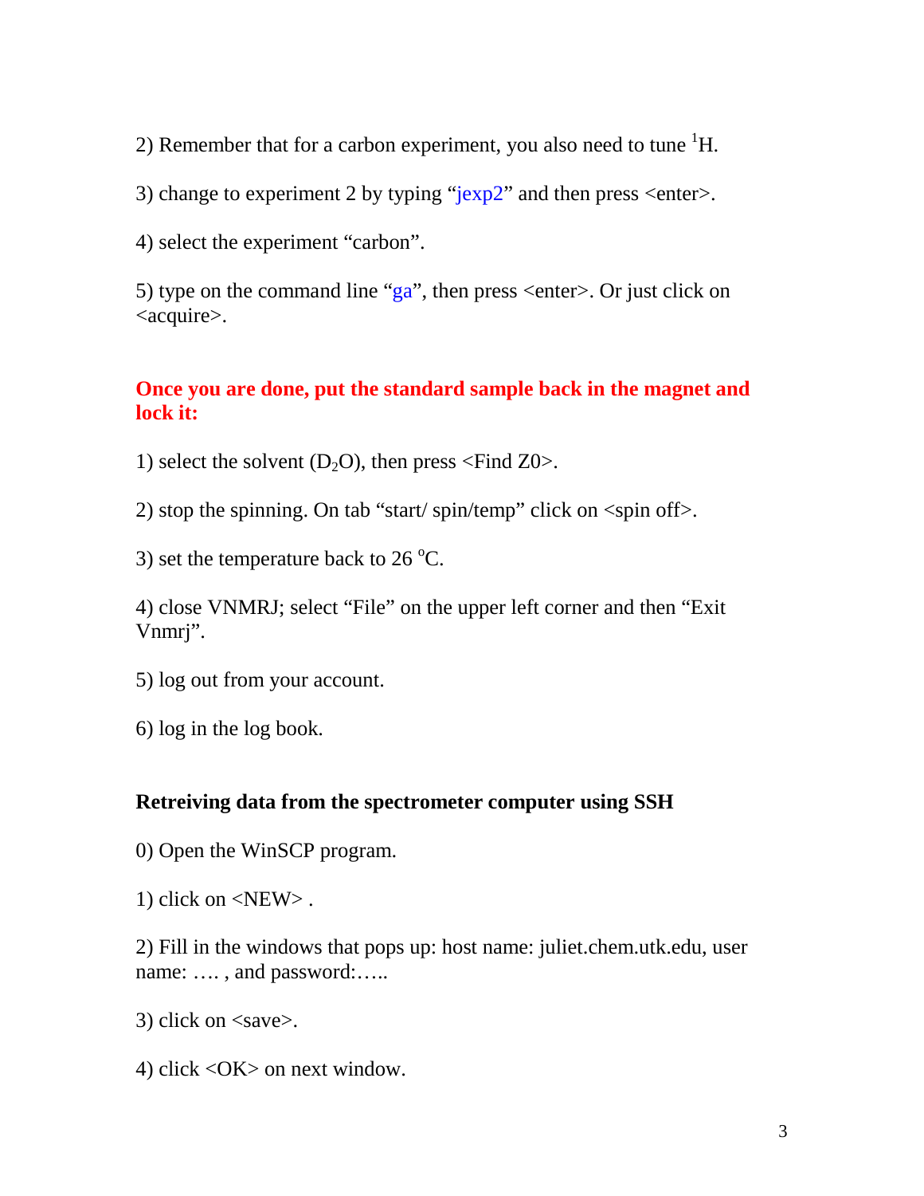2) Remember that for a carbon experiment, you also need to tune $^{1}$H.

3) change to experiment 2 by typing “jexp2” and then press <enter>.

4) select the experiment “carbon”.

5) type on the command line “ga”, then press <enter>. Or just click on <acquire>.

**Once you are done, put the standard sample back in the magnet and lock it:**

1) select the solvent ($D_2O$), then press <Find Z0>.

2) stop the spinning. On tab “start/ spin/temp” click on <spin off>.

3) set the temperature back to 26 $^{o}$C.

4) close VNMRJ; select “File” on the upper left corner and then “Exit Vnmrj”.

5) log out from your account.

6) log in the log book.

**Retreiving data from the spectrometer computer using SSH**

0) Open the WinSCP program.

1) click on <NEW> .

2) Fill in the windows that pops up: host name: juliet.chem.utk.edu, user name: …. , and password:…..

3) click on <save>.

4) click <OK> on next window.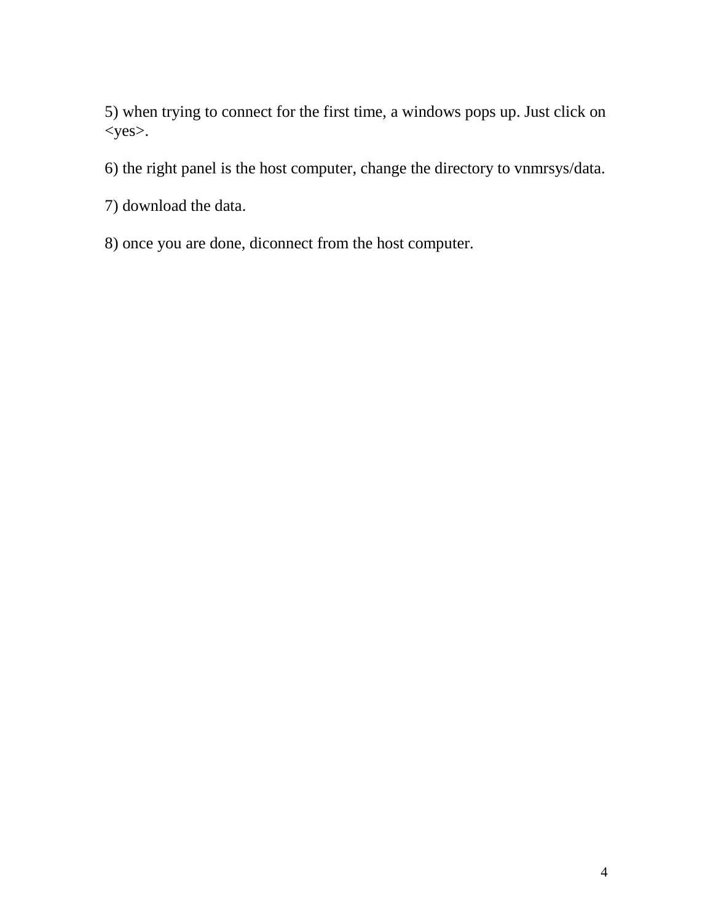5) when trying to connect for the first time, a windows pops up. Just click on <yes>.

6) the right panel is the host computer, change the directory to vnmrsys/data.

7) download the data.

8) once you are done, diconnect from the host computer.